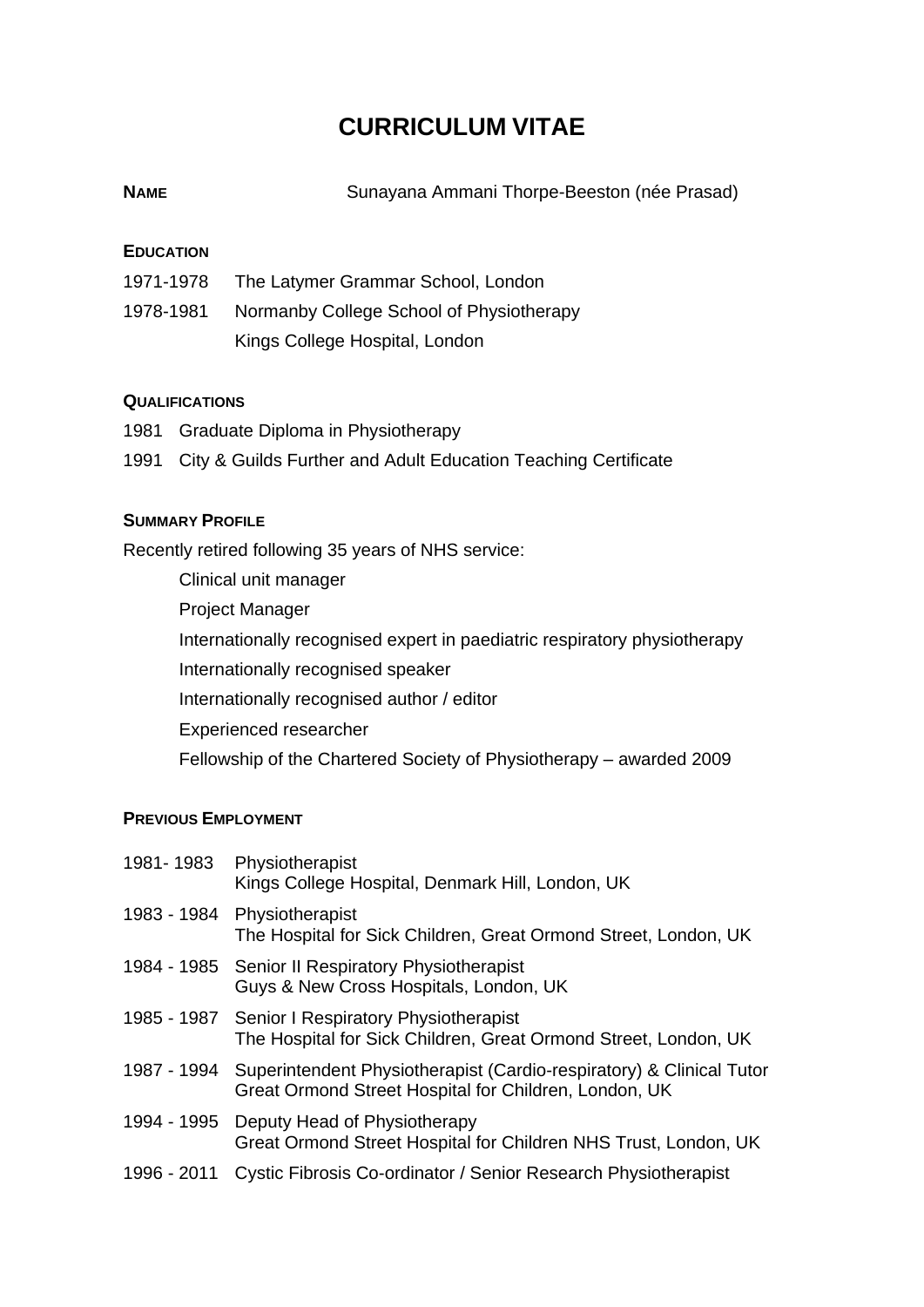# CURRICULUM VITAE

**NAME** Sunayana Ammani Thorpe-Beeston (née Prasad)

## EDUCATION

1971-1978 The Latymer Grammar School, London

1978-1981 Normanby College School of Physiotherapy
Kings College Hospital, London

## QUALIFICATIONS

1981 Graduate Diploma in Physiotherapy

1991 City & Guilds Further and Adult Education Teaching Certificate

## SUMMARY PROFILE

Recently retired following 35 years of NHS service:

- Clinical unit manager
- Project Manager
- Internationally recognised expert in paediatric respiratory physiotherapy
- Internationally recognised speaker
- Internationally recognised author / editor
- Experienced researcher
- Fellowship of the Chartered Society of Physiotherapy – awarded 2009

## PREVIOUS EMPLOYMENT

1981- 1983 Physiotherapist
Kings College Hospital, Denmark Hill, London, UK

1983 - 1984 Physiotherapist
The Hospital for Sick Children, Great Ormond Street, London, UK

1984 - 1985 Senior II Respiratory Physiotherapist
Guys & New Cross Hospitals, London, UK

1985 - 1987 Senior I Respiratory Physiotherapist
The Hospital for Sick Children, Great Ormond Street, London, UK

1987 - 1994 Superintendent Physiotherapist (Cardio-respiratory) & Clinical Tutor
Great Ormond Street Hospital for Children, London, UK

1994 - 1995 Deputy Head of Physiotherapy
Great Ormond Street Hospital for Children NHS Trust, London, UK

1996 - 2011 Cystic Fibrosis Co-ordinator / Senior Research Physiotherapist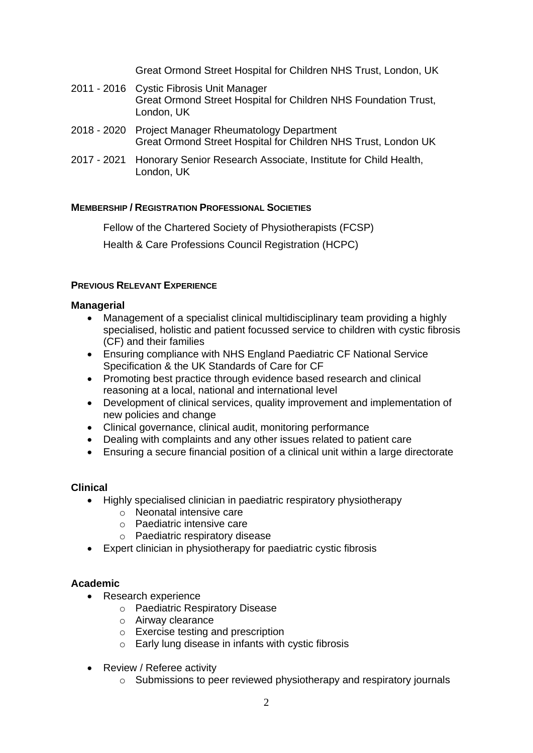Great Ormond Street Hospital for Children NHS Trust, London, UK

2011 - 2016 Cystic Fibrosis Unit Manager
Great Ormond Street Hospital for Children NHS Foundation Trust, London, UK

2018 - 2020 Project Manager Rheumatology Department
Great Ormond Street Hospital for Children NHS Trust, London UK

2017 - 2021 Honorary Senior Research Associate, Institute for Child Health, London, UK

## MEMBERSHIP / REGISTRATION PROFESSIONAL SOCIETIES

Fellow of the Chartered Society of Physiotherapists (FCSP)

Health & Care Professions Council Registration (HCPC)

## PREVIOUS RELEVANT EXPERIENCE

### Managerial

- Management of a specialist clinical multidisciplinary team providing a highly specialised, holistic and patient focussed service to children with cystic fibrosis (CF) and their families
- Ensuring compliance with NHS England Paediatric CF National Service Specification & the UK Standards of Care for CF
- Promoting best practice through evidence based research and clinical reasoning at a local, national and international level
- Development of clinical services, quality improvement and implementation of new policies and change
- Clinical governance, clinical audit, monitoring performance
- Dealing with complaints and any other issues related to patient care
- Ensuring a secure financial position of a clinical unit within a large directorate

### Clinical

- Highly specialised clinician in paediatric respiratory physiotherapy
  - Neonatal intensive care
  - Paediatric intensive care
  - Paediatric respiratory disease
- Expert clinician in physiotherapy for paediatric cystic fibrosis

### Academic

- Research experience
  - Paediatric Respiratory Disease
  - Airway clearance
  - Exercise testing and prescription
  - Early lung disease in infants with cystic fibrosis

- Review / Referee activity
  - Submissions to peer reviewed physiotherapy and respiratory journals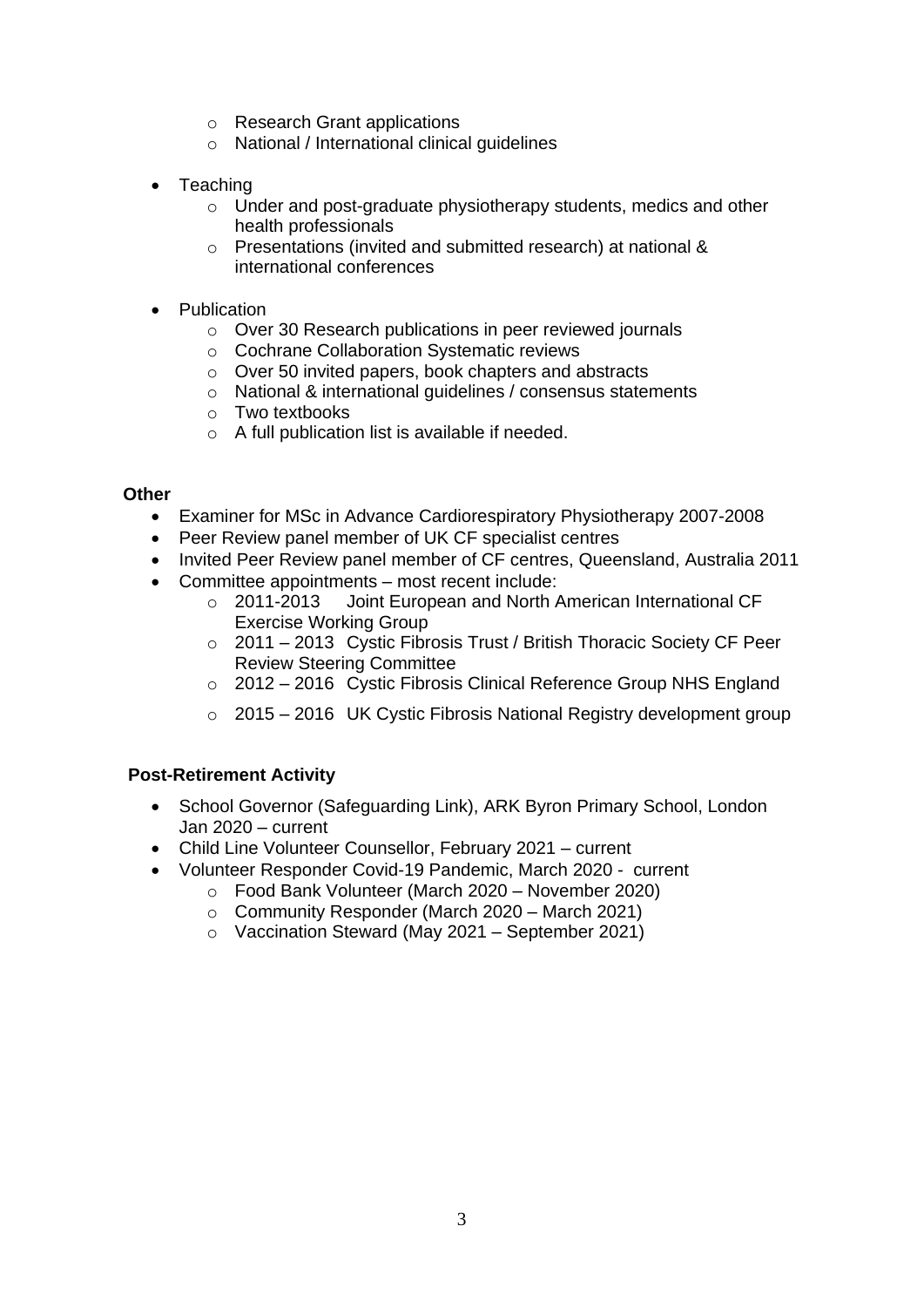- Research Grant applications
  - National / International clinical guidelines

- Teaching
  - Under and post-graduate physiotherapy students, medics and other health professionals
  - Presentations (invited and submitted research) at national & international conferences

- Publication
  - Over 30 Research publications in peer reviewed journals
  - Cochrane Collaboration Systematic reviews
  - Over 50 invited papers, book chapters and abstracts
  - National & international guidelines / consensus statements
  - Two textbooks
  - A full publication list is available if needed.

**Other**

- Examiner for MSc in Advance Cardiorespiratory Physiotherapy 2007-2008
- Peer Review panel member of UK CF specialist centres
- Invited Peer Review panel member of CF centres, Queensland, Australia 2011
- Committee appointments – most recent include:
  - 2011-2013 Joint European and North American International CF Exercise Working Group
  - 2011 – 2013 Cystic Fibrosis Trust / British Thoracic Society CF Peer Review Steering Committee
  - 2012 – 2016 Cystic Fibrosis Clinical Reference Group NHS England
  - 2015 – 2016 UK Cystic Fibrosis National Registry development group

**Post-Retirement Activity**

- School Governor (Safeguarding Link), ARK Byron Primary School, London Jan 2020 – current
- Child Line Volunteer Counsellor, February 2021 – current
- Volunteer Responder Covid-19 Pandemic, March 2020 - current
  - Food Bank Volunteer (March 2020 – November 2020)
  - Community Responder (March 2020 – March 2021)
  - Vaccination Steward (May 2021 – September 2021)